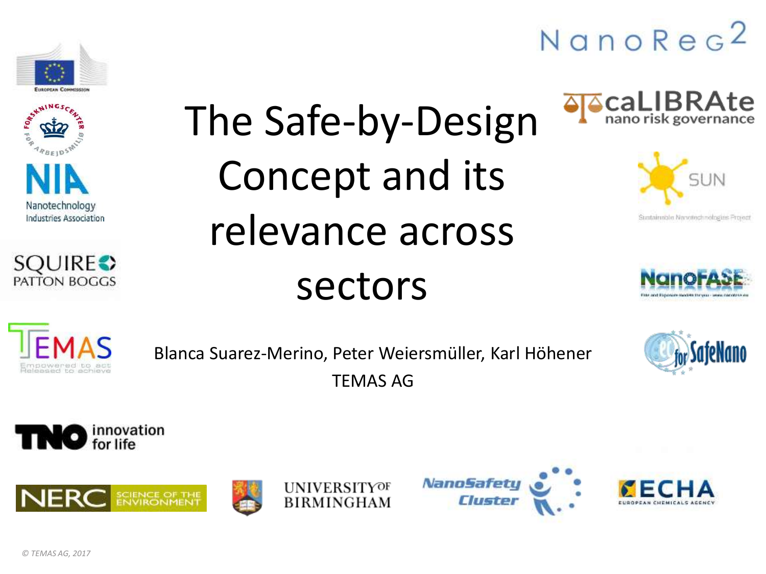# The Safe-by-Design Concept and its relevance across sectors

Blanca Suarez-Merino, Peter Weiersmüller, Karl Höhener

TEMAS AG

© TEMAS AG, 2017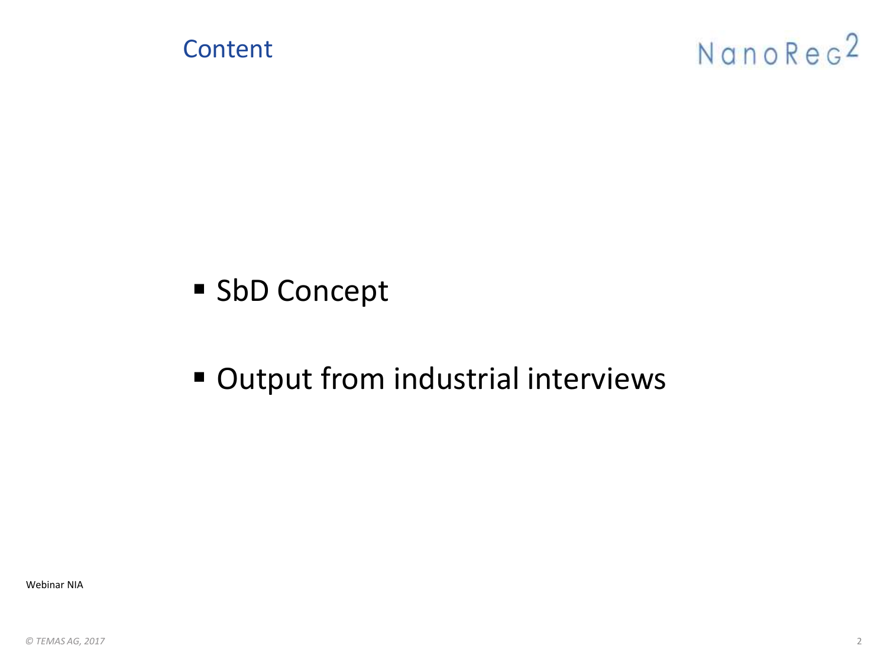## Content

NanoReg²

- SbD Concept
- Output from industrial interviews

Webinar NIA

© TEMAS AG, 2017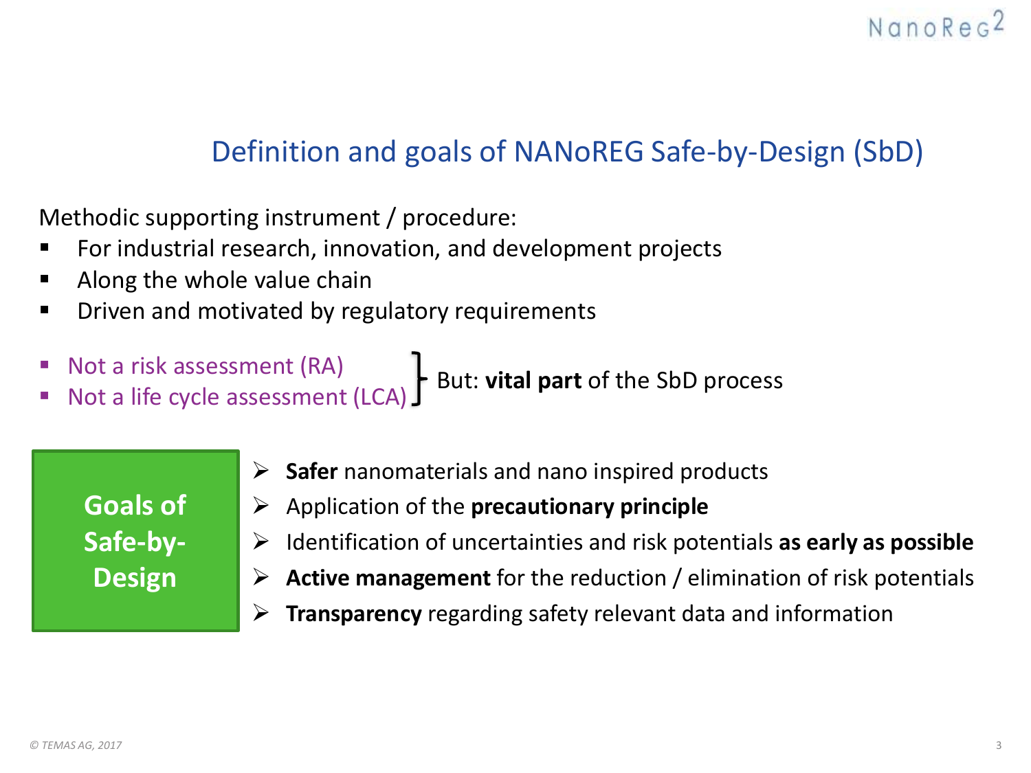## Definition and goals of NANoREG Safe-by-Design (SbD)

Methodic supporting instrument / procedure:

- For industrial research, innovation, and development projects
- Along the whole value chain
- Driven and motivated by regulatory requirements

- Not a risk assessment (RA)
- Not a life cycle assessment (LCA)

} But: **vital part** of the SbD process

**Goals of Safe-by-Design**

- **Safer** nanomaterials and nano inspired products
- Application of the **precautionary principle**
- Identification of uncertainties and risk potentials **as early as possible**
- **Active management** for the reduction / elimination of risk potentials
- **Transparency** regarding safety relevant data and information

*© TEMAS AG, 2017*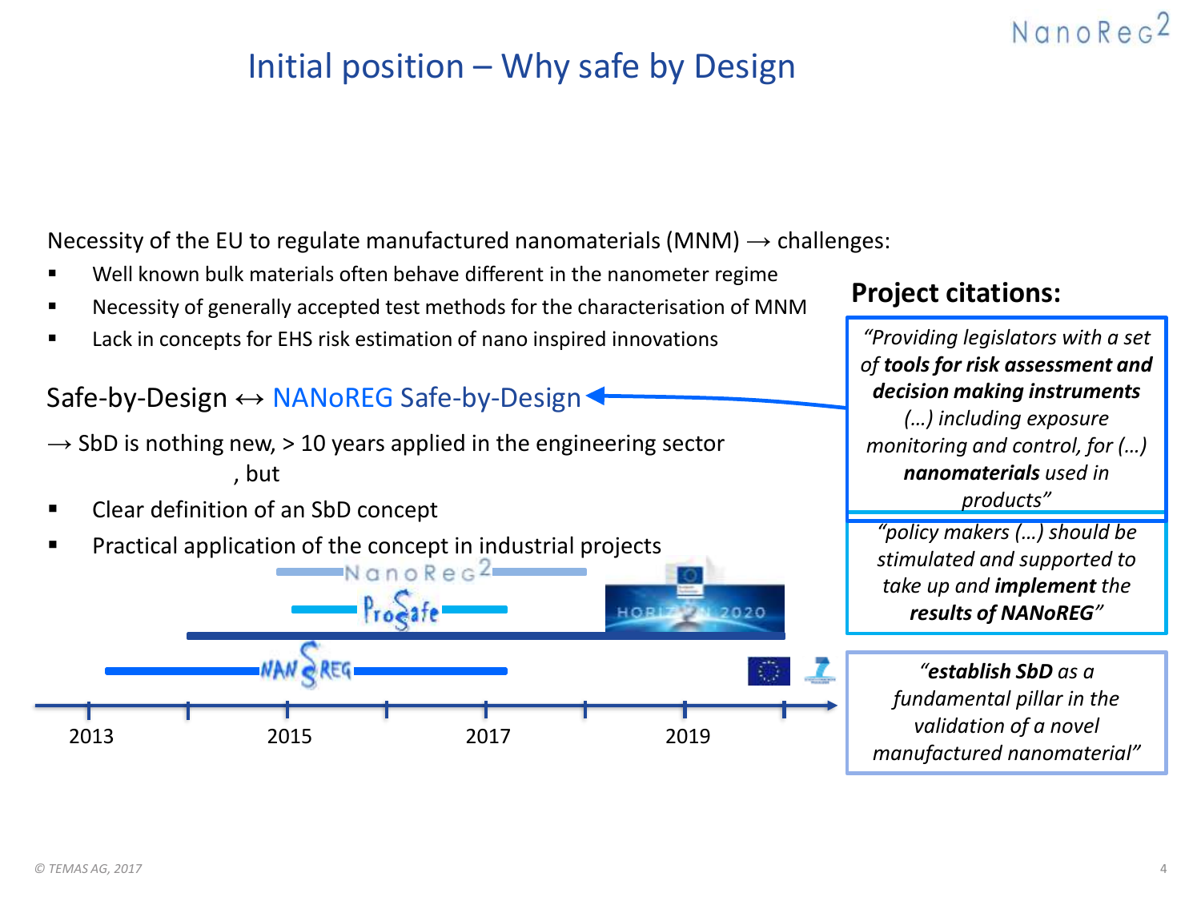# Initial position – Why safe by Design

Necessity of the EU to regulate manufactured nanomaterials (MNM) → challenges:

- Well known bulk materials often behave different in the nanometer regime
- Necessity of generally accepted test methods for the characterisation of MNM
- Lack in concepts for EHS risk estimation of nano inspired innovations

Safe-by-Design ↔ NANoREG Safe-by-Design

→ SbD is nothing new, > 10 years applied in the engineering sector , but

- Clear definition of an SbD concept
- Practical application of the concept in industrial projects

NanoReg2

ProSafe

HORIZON 2020

NANoREG

2013 2015 2017 2019

**Project citations:**

*"Providing legislators with a set of **tools for risk assessment and decision making instruments** (…) including exposure monitoring and control, for (…) **nanomaterials** used in products"*

*"policy makers (…) should be stimulated and supported to take up and **implement** the **results of NANoREG**"*

*"**establish SbD** as a fundamental pillar in the validation of a novel manufactured nanomaterial"*

© TEMAS AG, 2017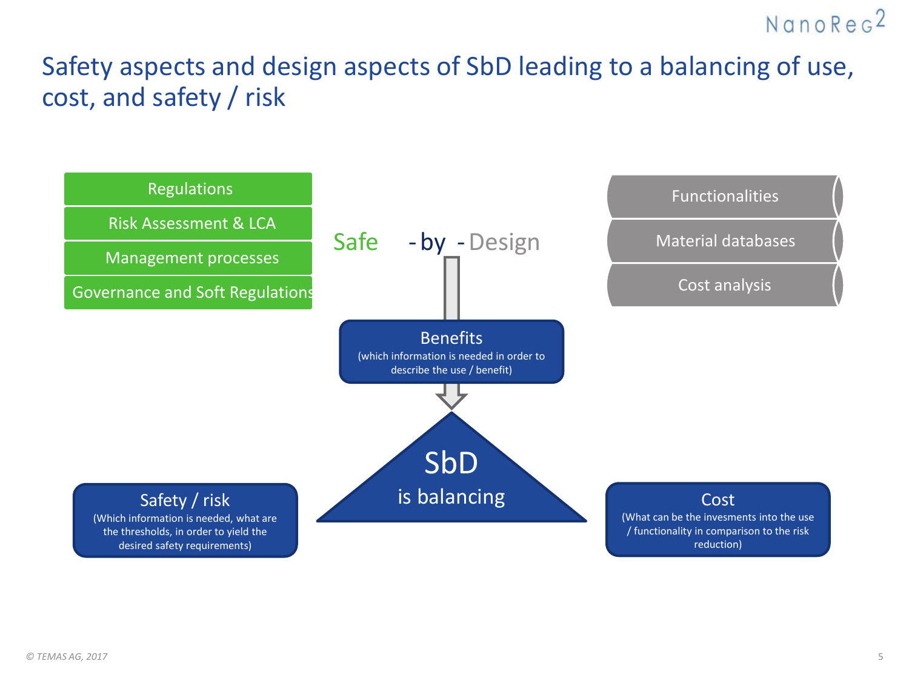# Safety aspects and design aspects of SbD leading to a balancing of use, cost, and safety / risk

- Regulations
- Risk Assessment & LCA
- Management processes
- Governance and Soft Regulations

Safe - by - Design

- Functionalities
- Material databases
- Cost analysis

**Benefits**
(which information is needed in order to describe the use / benefit)

**SbD**
is balancing

**Safety / risk**
(Which information is needed, what are the thresholds, in order to yield the desired safety requirements)

**Cost**
(What can be the invesments into the use / functionality in comparison to the risk reduction)

© TEMAS AG, 2017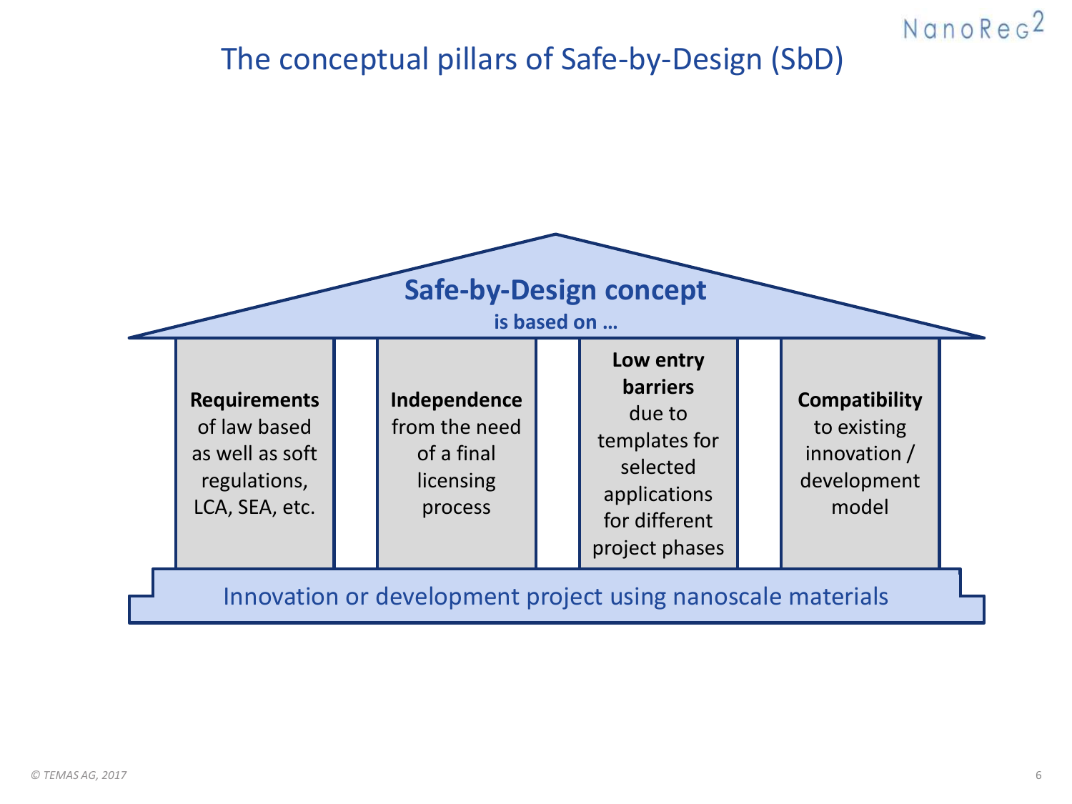# The conceptual pillars of Safe-by-Design (SbD)

**Safe-by-Design concept**

**is based on …**

- **Requirements** of law based as well as soft regulations, LCA, SEA, etc.
- **Independence** from the need of a final licensing process
- **Low entry barriers** due to templates for selected applications for different project phases
- **Compatibility** to existing innovation / development model

Innovation or development project using nanoscale materials

*© TEMAS AG, 2017*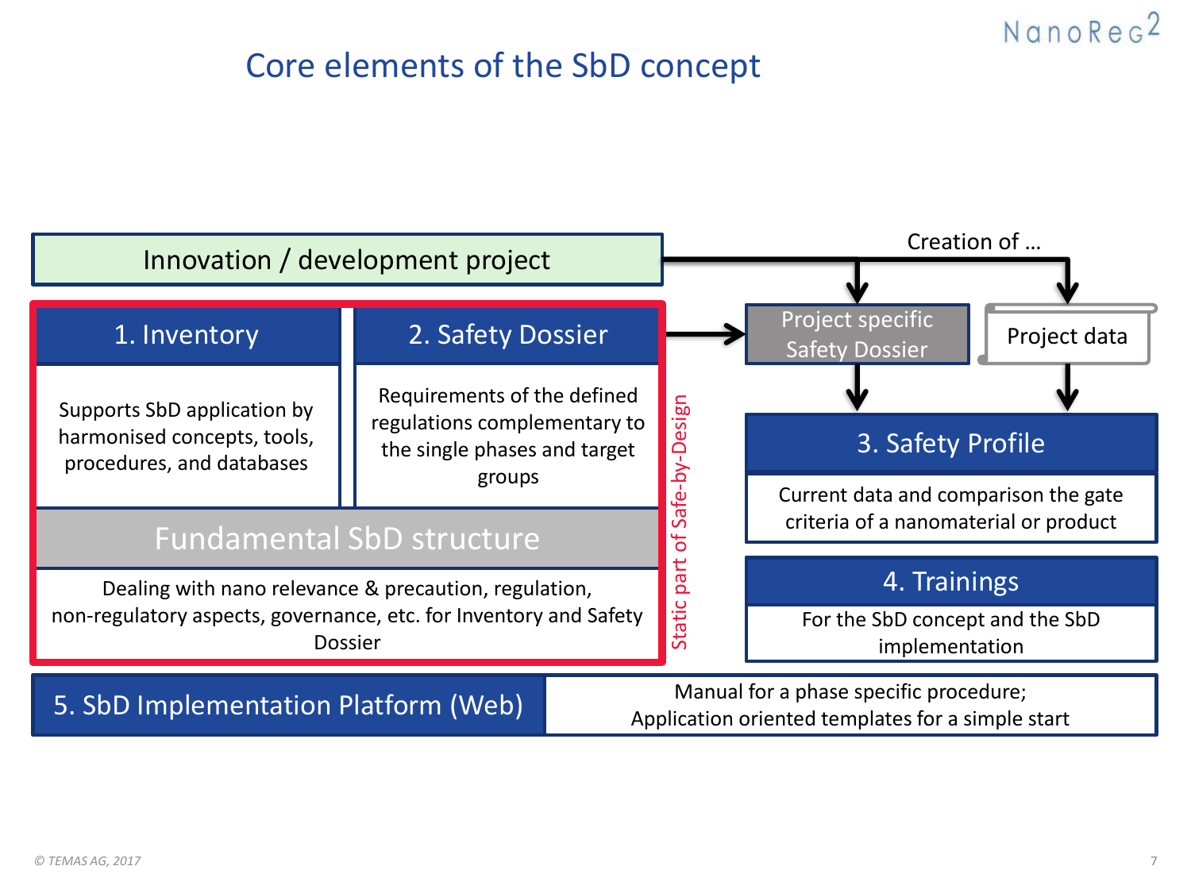# Core elements of the SbD concept

**Innovation / development project**

Creation of …

- Project specific Safety Dossier
- Project data

*Static part of Safe-by-Design*

**1. Inventory**

Supports SbD application by harmonised concepts, tools, procedures, and databases

**2. Safety Dossier**

Requirements of the defined regulations complementary to the single phases and target groups

**Fundamental SbD structure**

Dealing with nano relevance & precaution, regulation, non-regulatory aspects, governance, etc. for Inventory and Safety Dossier

**3. Safety Profile**

Current data and comparison the gate criteria of a nanomaterial or product

**4. Trainings**

For the SbD concept and the SbD implementation

**5. SbD Implementation Platform (Web)**

Manual for a phase specific procedure;
Application oriented templates for a simple start

© TEMAS AG, 2017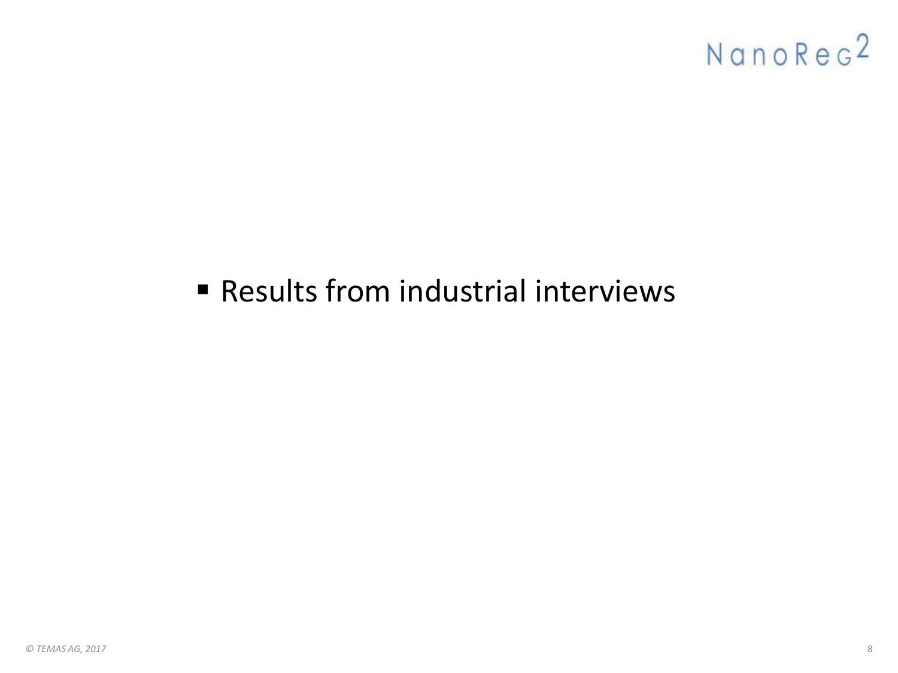- Results from industrial interviews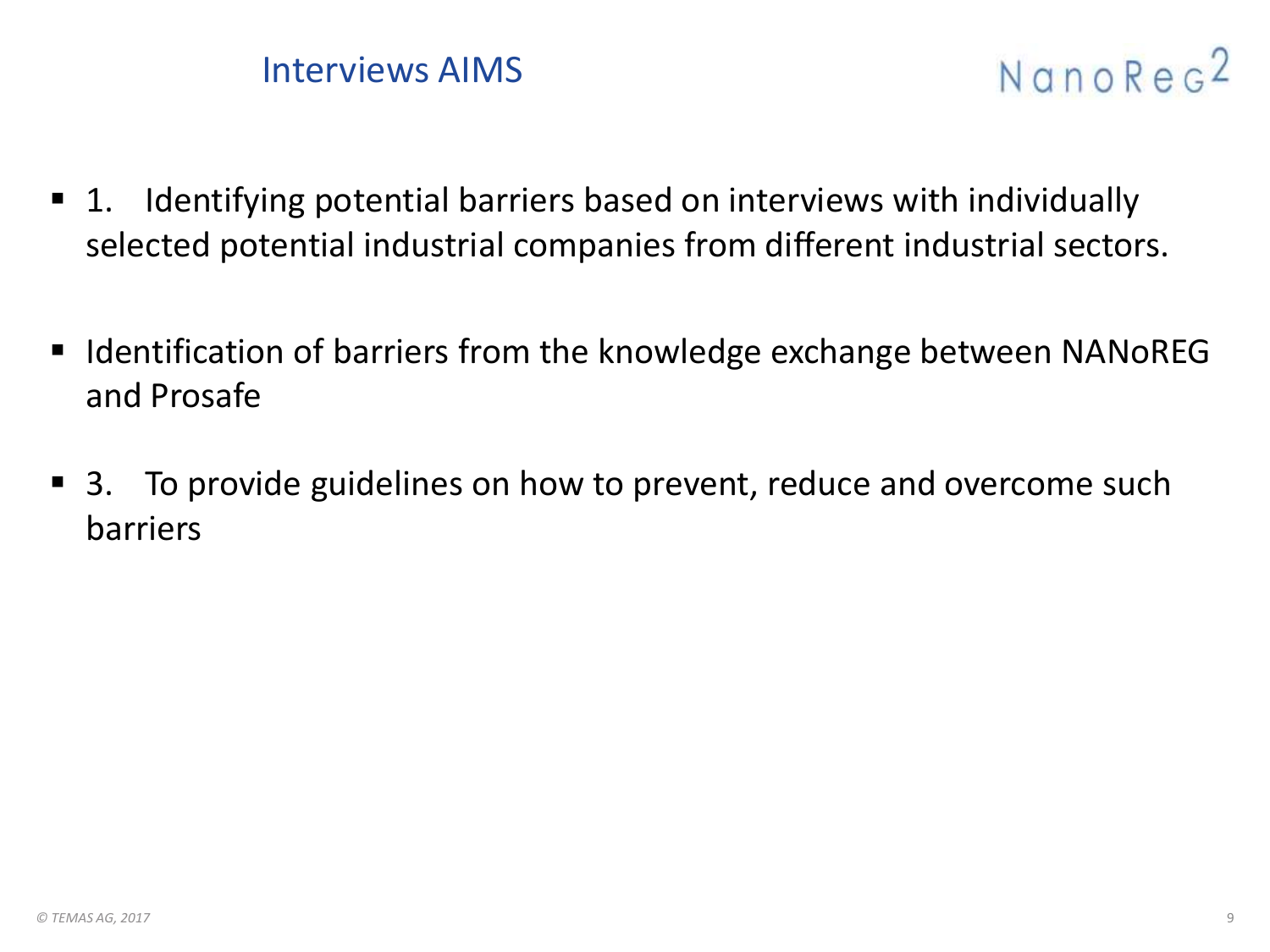## Interviews AIMS

- 1. Identifying potential barriers based on interviews with individually selected potential industrial companies from different industrial sectors.
- Identification of barriers from the knowledge exchange between NANoREG and Prosafe
- 3. To provide guidelines on how to prevent, reduce and overcome such barriers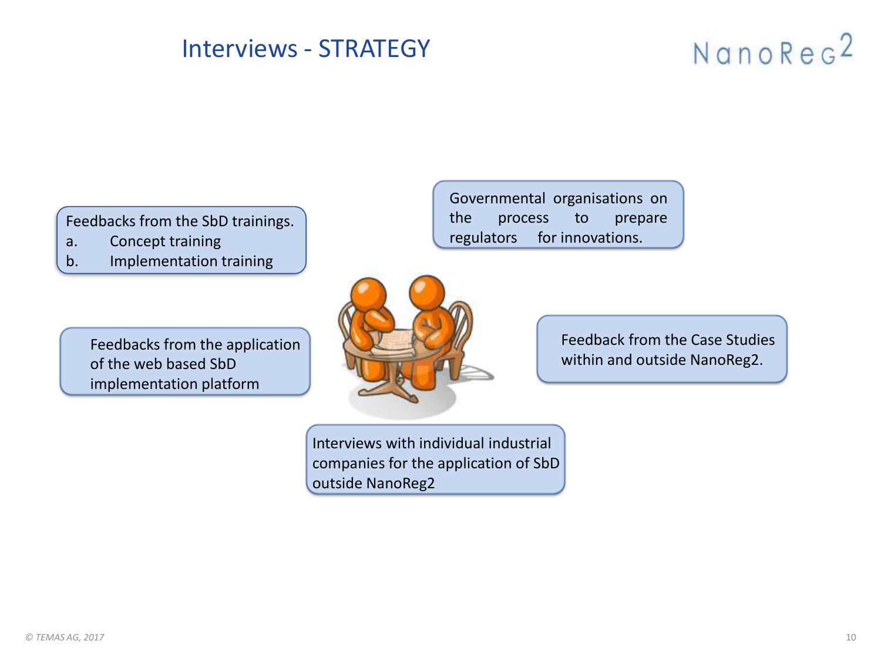# Interviews - STRATEGY

NanoReg2

- Feedbacks from the SbD trainings.
  a. Concept training
  b. Implementation training

- Governmental organisations on the process to prepare regulators for innovations.

- Feedbacks from the application of the web based SbD implementation platform

- Feedback from the Case Studies within and outside NanoReg2.

- Interviews with individual industrial companies for the application of SbD outside NanoReg2

© TEMAS AG, 2017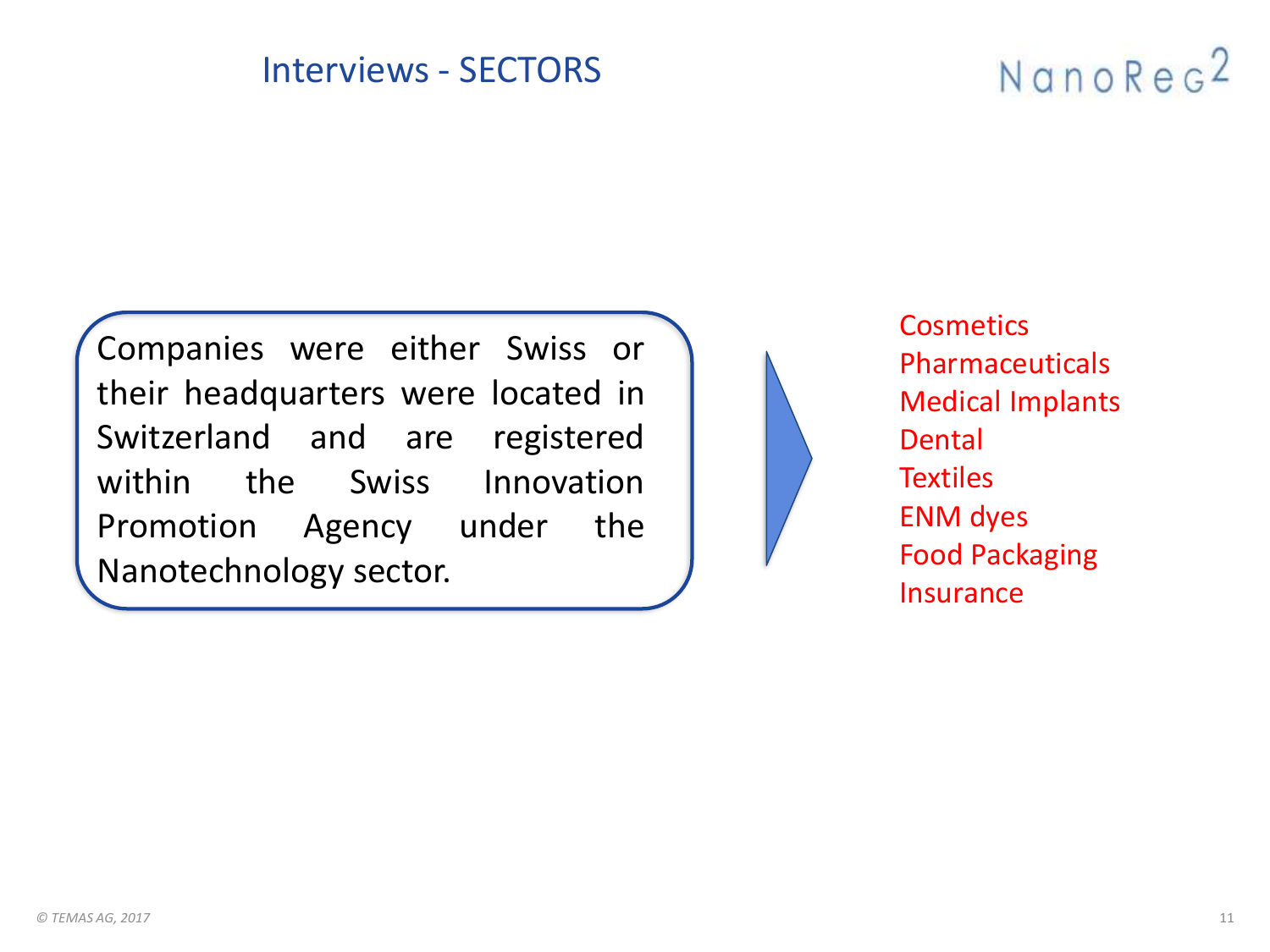## Interviews - SECTORS

Companies were either Swiss or their headquarters were located in Switzerland and are registered within the Swiss Innovation Promotion Agency under the Nanotechnology sector.

- Cosmetics
- Pharmaceuticals
- Medical Implants
- Dental
- Textiles
- ENM dyes
- Food Packaging
- Insurance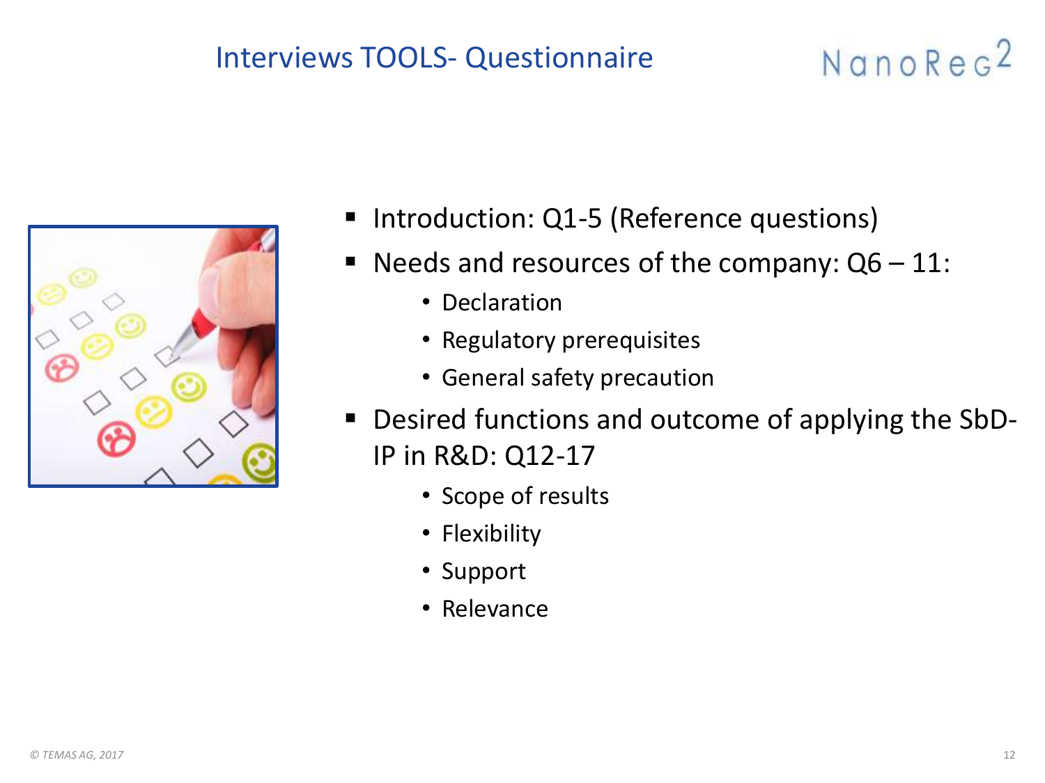# Interviews TOOLS- Questionnaire

- Introduction: Q1-5 (Reference questions)
- Needs and resources of the company: Q6 – 11:
  - Declaration
  - Regulatory prerequisites
  - General safety precaution
- Desired functions and outcome of applying the SbD-IP in R&D: Q12-17
  - Scope of results
  - Flexibility
  - Support
  - Relevance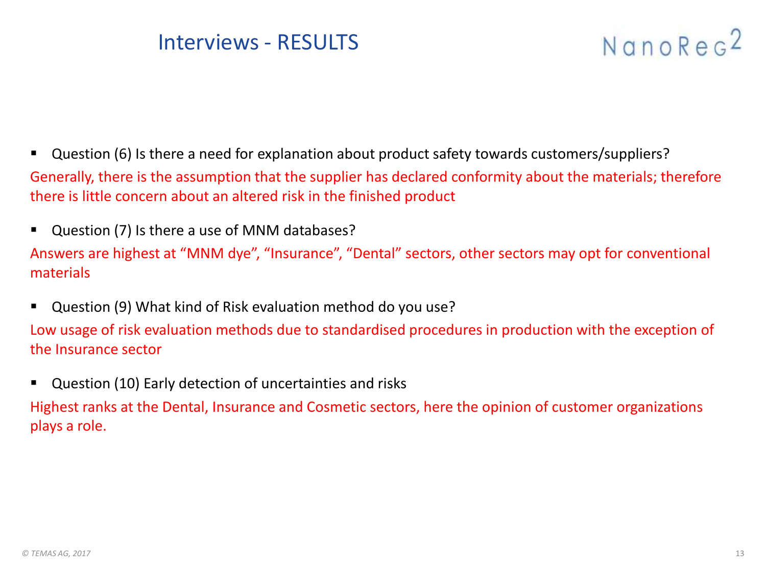# Interviews - RESULTS

NanoReg2

- Question (6) Is there a need for explanation about product safety towards customers/suppliers?

Generally, there is the assumption that the supplier has declared conformity about the materials; therefore there is little concern about an altered risk in the finished product

- Question (7) Is there a use of MNM databases?

Answers are highest at "MNM dye", "Insurance", "Dental" sectors, other sectors may opt for conventional materials

- Question (9) What kind of Risk evaluation method do you use?

Low usage of risk evaluation methods due to standardised procedures in production with the exception of the Insurance sector

- Question (10) Early detection of uncertainties and risks

Highest ranks at the Dental, Insurance and Cosmetic sectors, here the opinion of customer organizations plays a role.

*© TEMAS AG, 2017*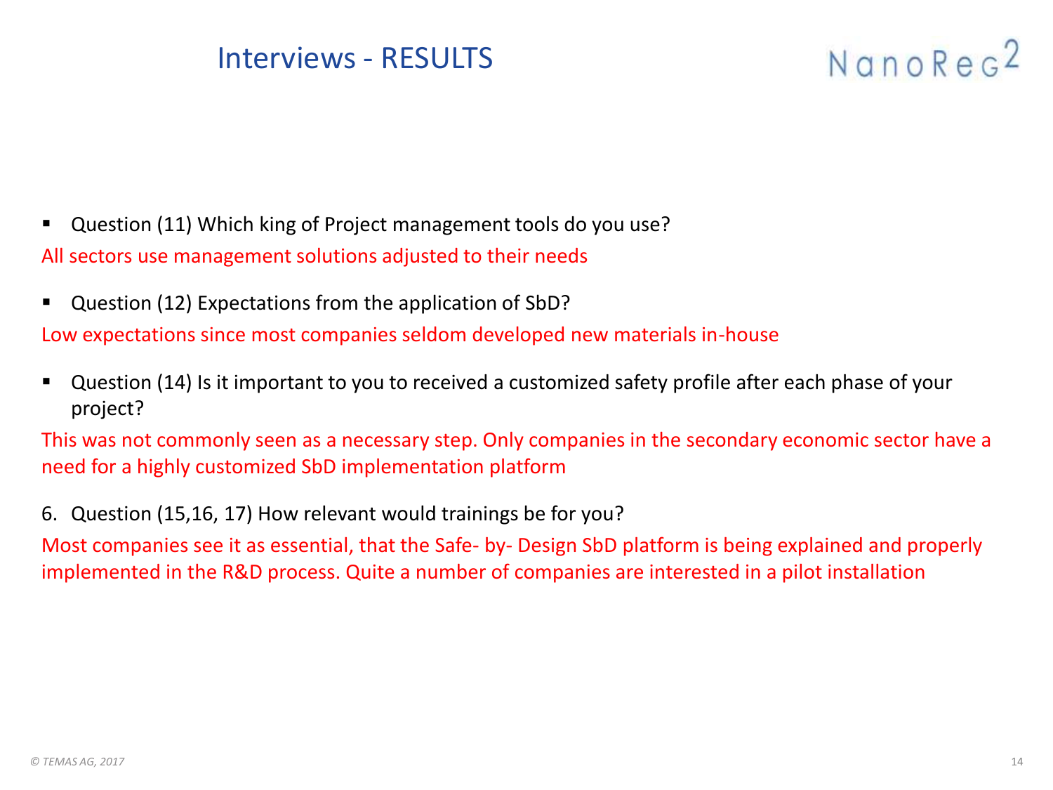# Interviews - RESULTS

NanoReg2

- Question (11) Which king of Project management tools do you use?

All sectors use management solutions adjusted to their needs

- Question (12) Expectations from the application of SbD?

Low expectations since most companies seldom developed new materials in-house

- Question (14) Is it important to you to received a customized safety profile after each phase of your project?

This was not commonly seen as a necessary step. Only companies in the secondary economic sector have a need for a highly customized SbD implementation platform

6. Question (15,16, 17) How relevant would trainings be for you?

Most companies see it as essential, that the Safe- by- Design SbD platform is being explained and properly implemented in the R&D process. Quite a number of companies are interested in a pilot installation

*© TEMAS AG, 2017*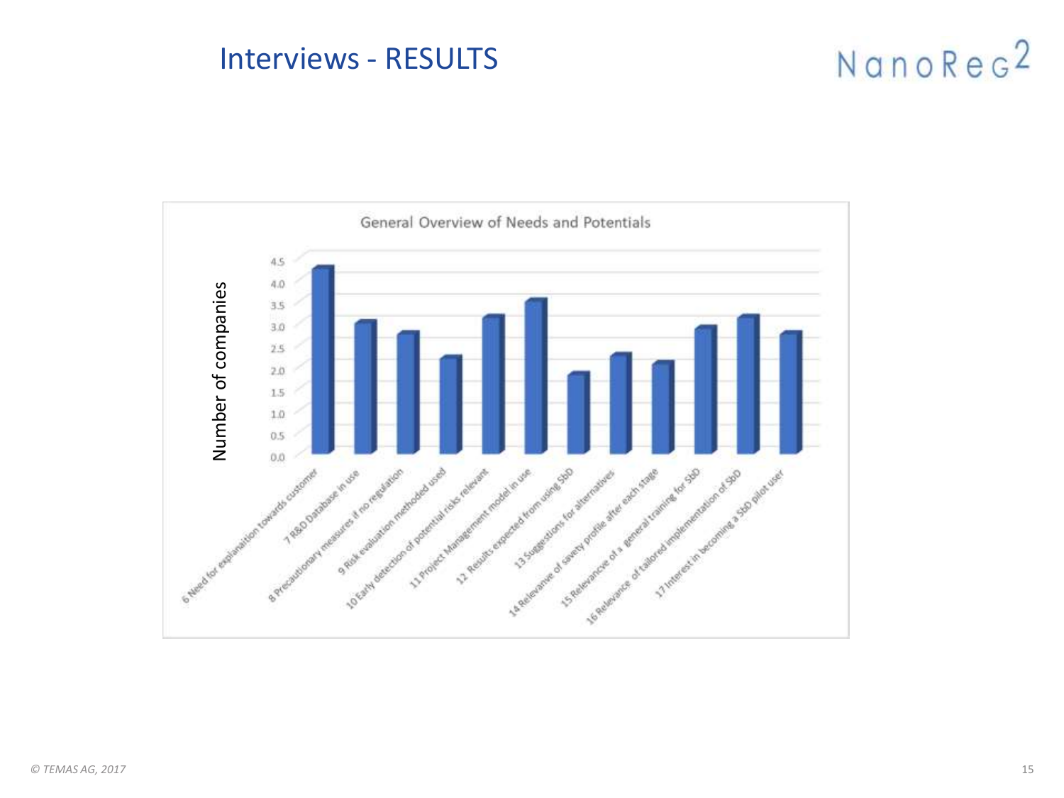# Interviews - RESULTS

NanoReg2

General Overview of Needs and Potentials

Number of companies

4.5
4.0
3.5
3.0
2.5
2.0
1.5
1.0
0.5
0.0

6 Need for explanation towards customer
7 R&D Database in use
8 Precautionary measures if no regulation
9 Risk evaluation methoded used
10 Early detection of potential risks relevant
11 Project Management model in use
12 Results expected from using SbD
13 Suggestions for alternatives
14 Relevanve of savety profile after each stage
15 Relevancve of a general training for SbD
16 Relevance of tailored implementation of SbD
17 Interest in becoming a SbD pilot user

© TEMAS AG, 2017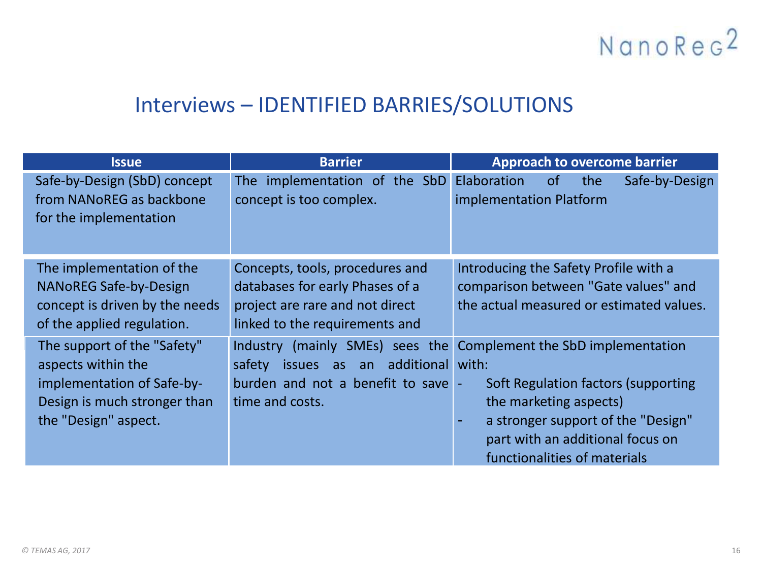## Interviews – IDENTIFIED BARRIES/SOLUTIONS

| Issue | Barrier | Approach to overcome barrier |
|---|---|---|
| Safe-by-Design (SbD) concept from NANoREG as backbone for the implementation | The implementation of the SbD concept is too complex. | Elaboration of the Safe-by-Design implementation Platform |
| The implementation of the NANoREG Safe-by-Design concept is driven by the needs of the applied regulation. | Concepts, tools, procedures and databases for early Phases of a project are rare and not direct linked to the requirements and | Introducing the Safety Profile with a comparison between "Gate values" and the actual measured or estimated values. |
| The support of the "Safety" aspects within the implementation of Safe-by-Design is much stronger than the "Design" aspect. | Industry (mainly SMEs) sees the safety issues as an additional burden and not a benefit to save time and costs. | Complement the SbD implementation with:<br>- Soft Regulation factors (supporting the marketing aspects)<br>- a stronger support of the "Design" part with an additional focus on functionalities of materials |

*© TEMAS AG, 2017*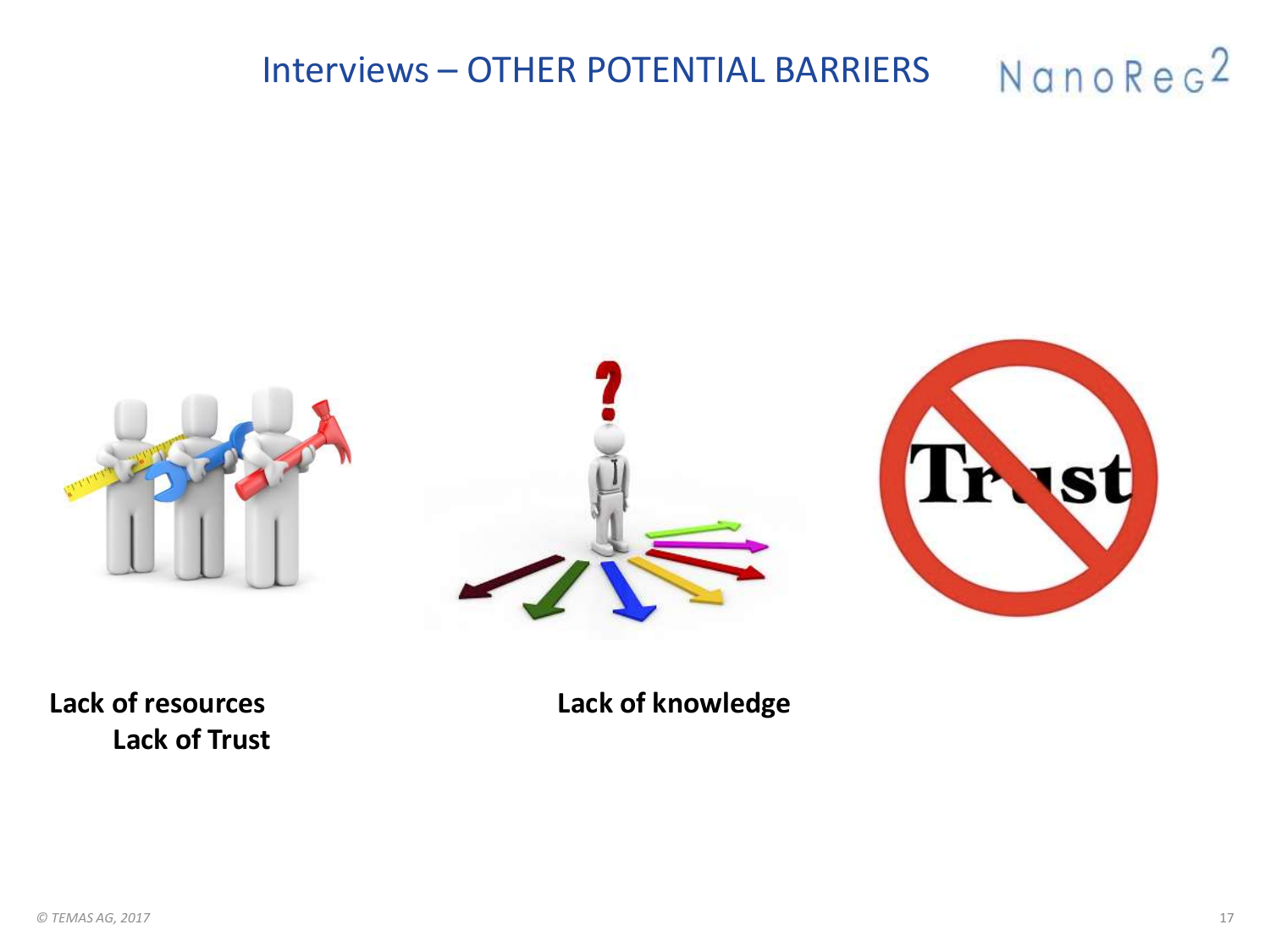# Interviews – OTHER POTENTIAL BARRIERS

**Lack of resources**

**Lack of Trust**

**Lack of knowledge**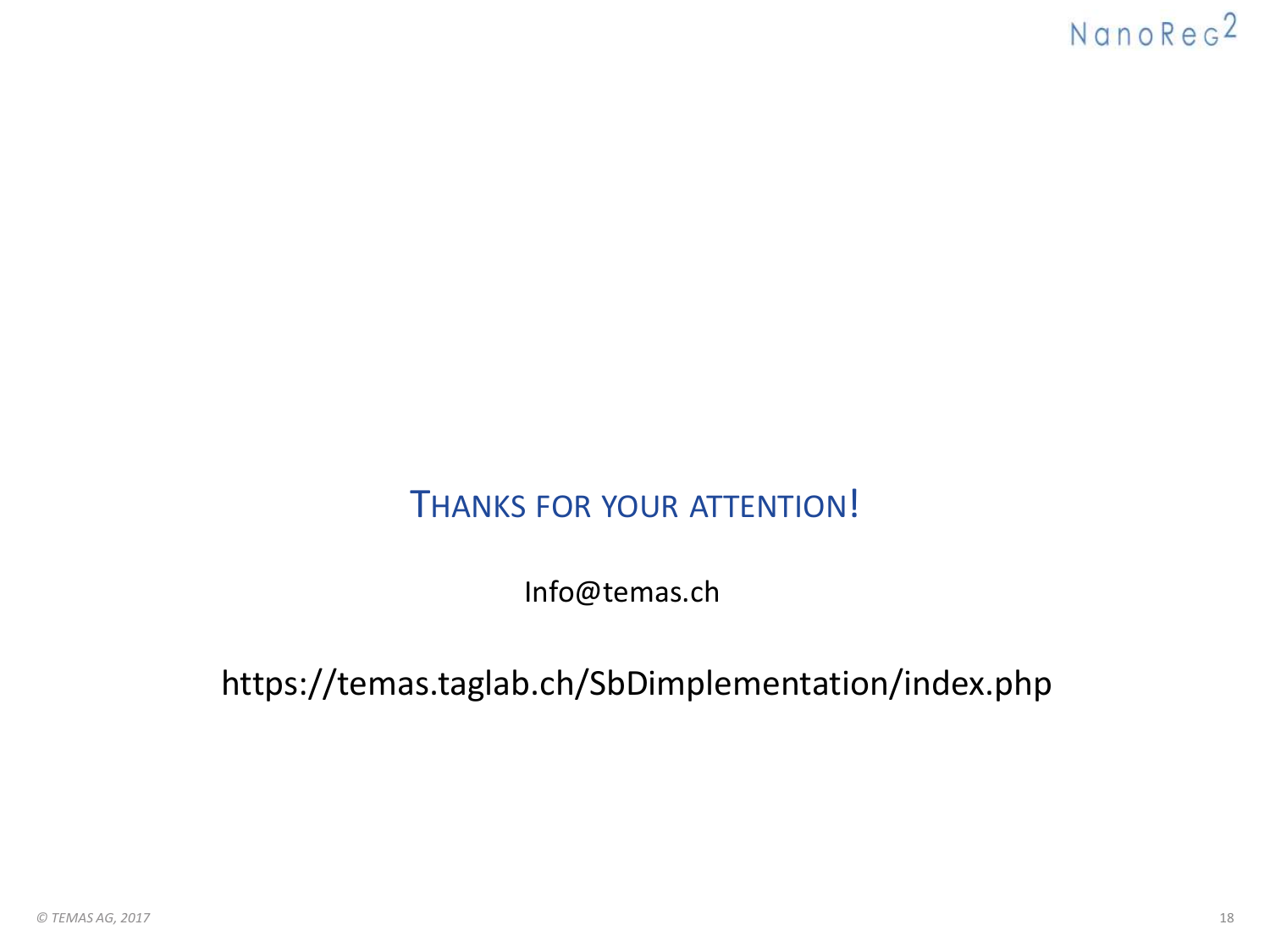## Thanks for your attention!

Info@temas.ch

https://temas.taglab.ch/SbDimplementation/index.php